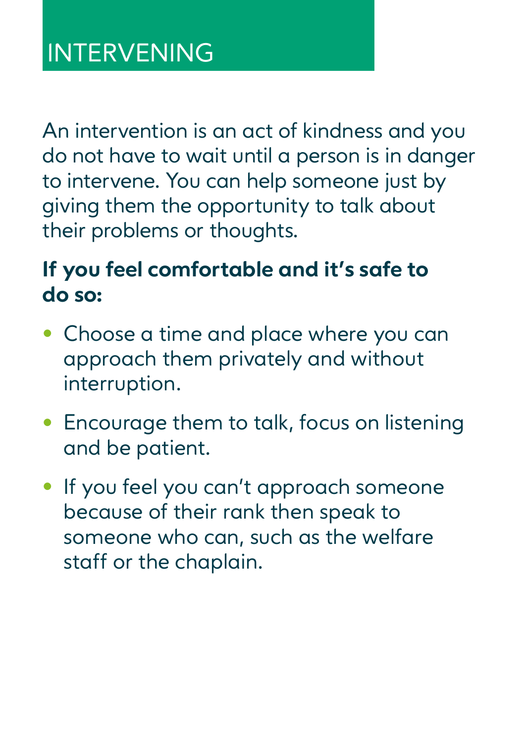# INTERVENING

An intervention is an act of kindness and you do not have to wait until a person is in danger to intervene. You can help someone just by giving them the opportunity to talk about their problems or thoughts.

**If you feel comfortable and it's safe to do so:**

- Choose a time and place where you can approach them privately and without interruption.
- Encourage them to talk, focus on listening and be patient.
- If you feel you can't approach someone because of their rank then speak to someone who can, such as the welfare staff or the chaplain.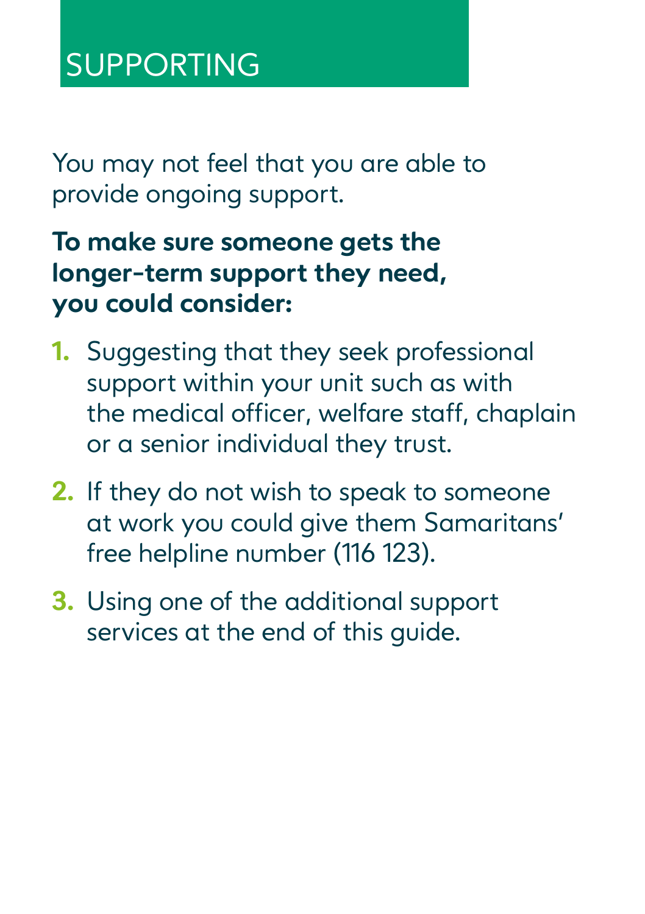# SUPPORTING

You may not feel that you are able to provide ongoing support.

**To make sure someone gets the longer-term support they need, you could consider:**

1. Suggesting that they seek professional support within your unit such as with the medical officer, welfare staff, chaplain or a senior individual they trust.
2. If they do not wish to speak to someone at work you could give them Samaritans' free helpline number (116 123).
3. Using one of the additional support services at the end of this guide.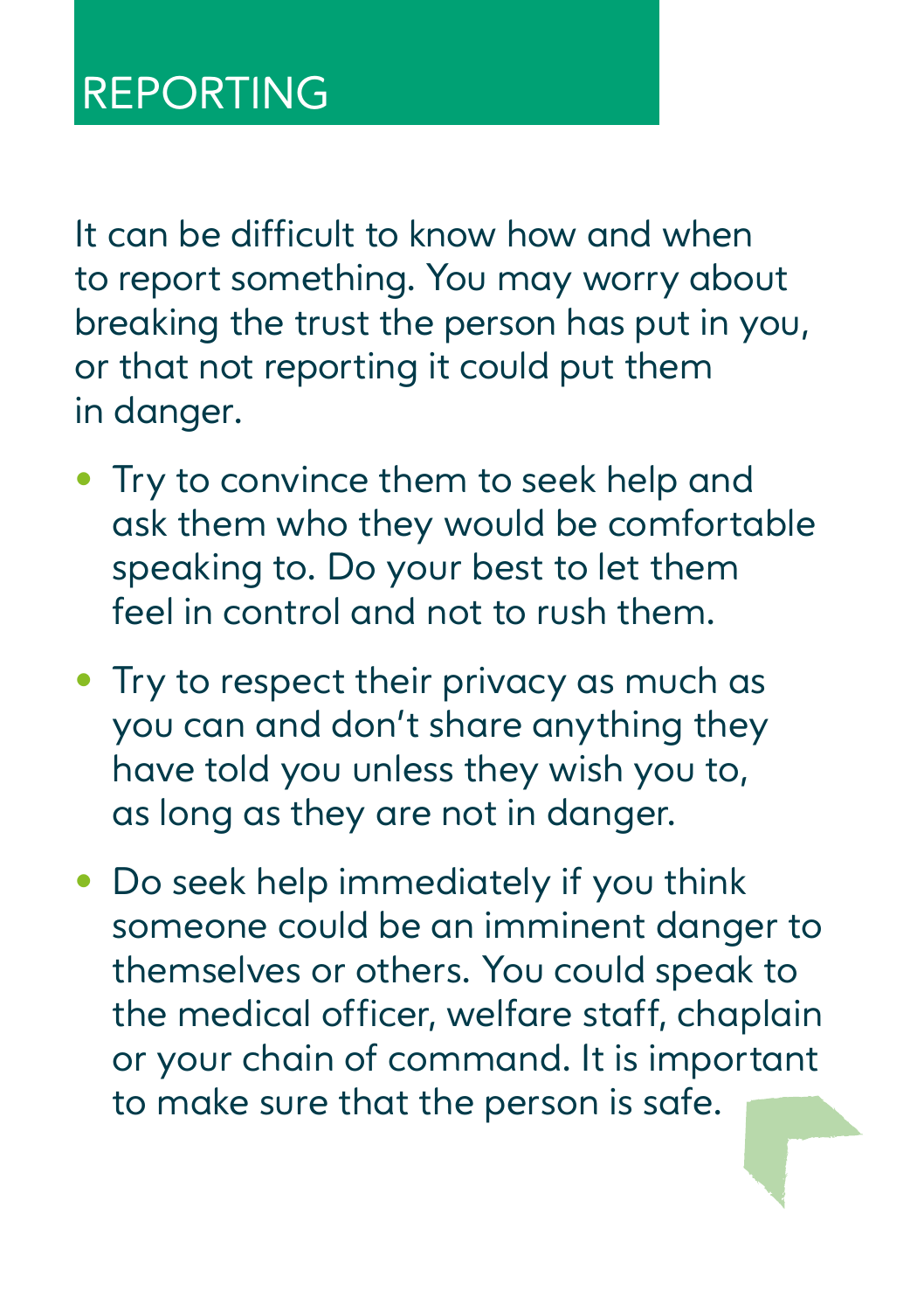# REPORTING

It can be difficult to know how and when to report something. You may worry about breaking the trust the person has put in you, or that not reporting it could put them in danger.

- Try to convince them to seek help and ask them who they would be comfortable speaking to. Do your best to let them feel in control and not to rush them.
- Try to respect their privacy as much as you can and don't share anything they have told you unless they wish you to, as long as they are not in danger.
- Do seek help immediately if you think someone could be an imminent danger to themselves or others. You could speak to the medical officer, welfare staff, chaplain or your chain of command. It is important to make sure that the person is safe.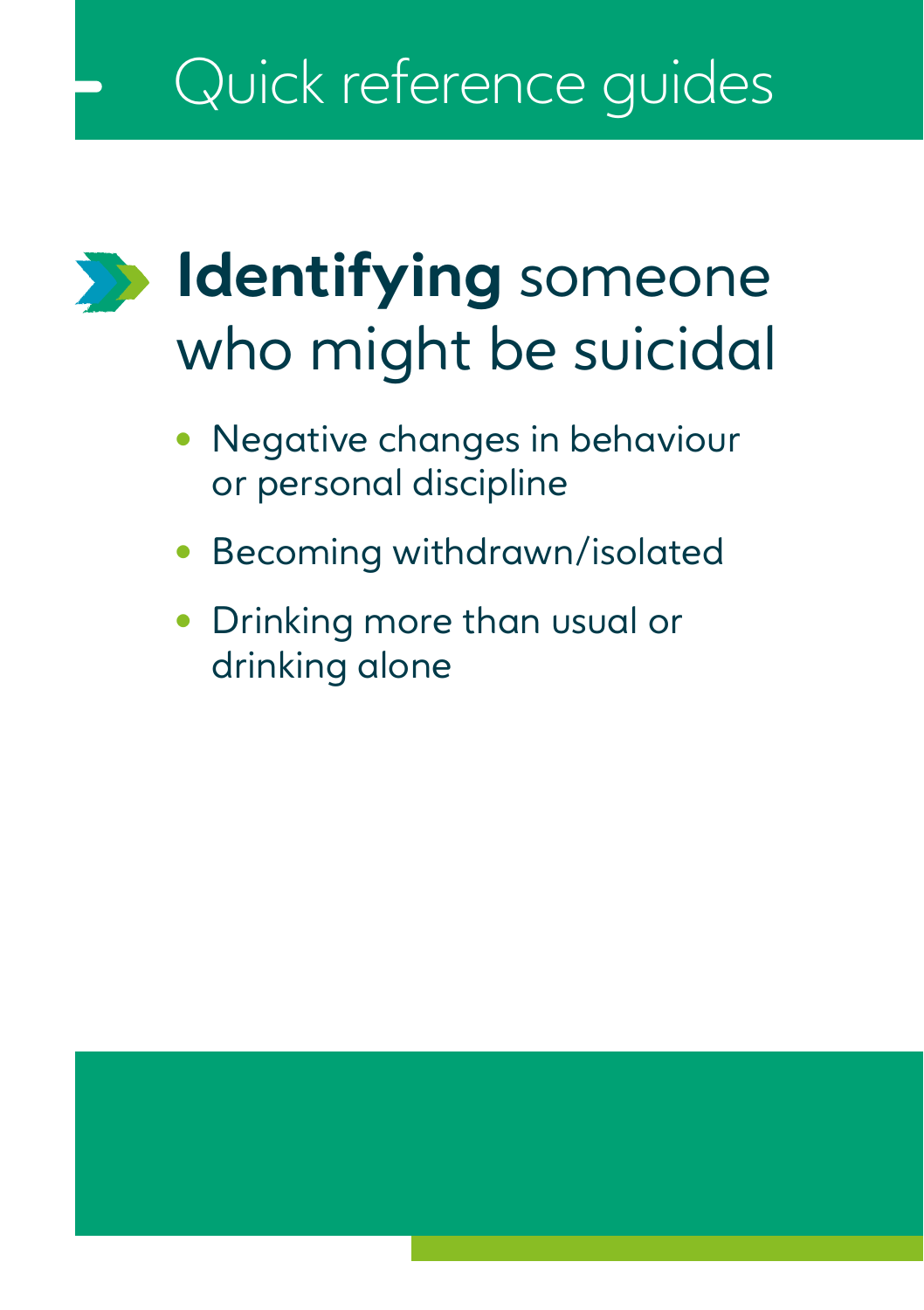# Quick reference guides

## **Identifying** someone who might be suicidal

- Negative changes in behaviour or personal discipline
- Becoming withdrawn/isolated
- Drinking more than usual or drinking alone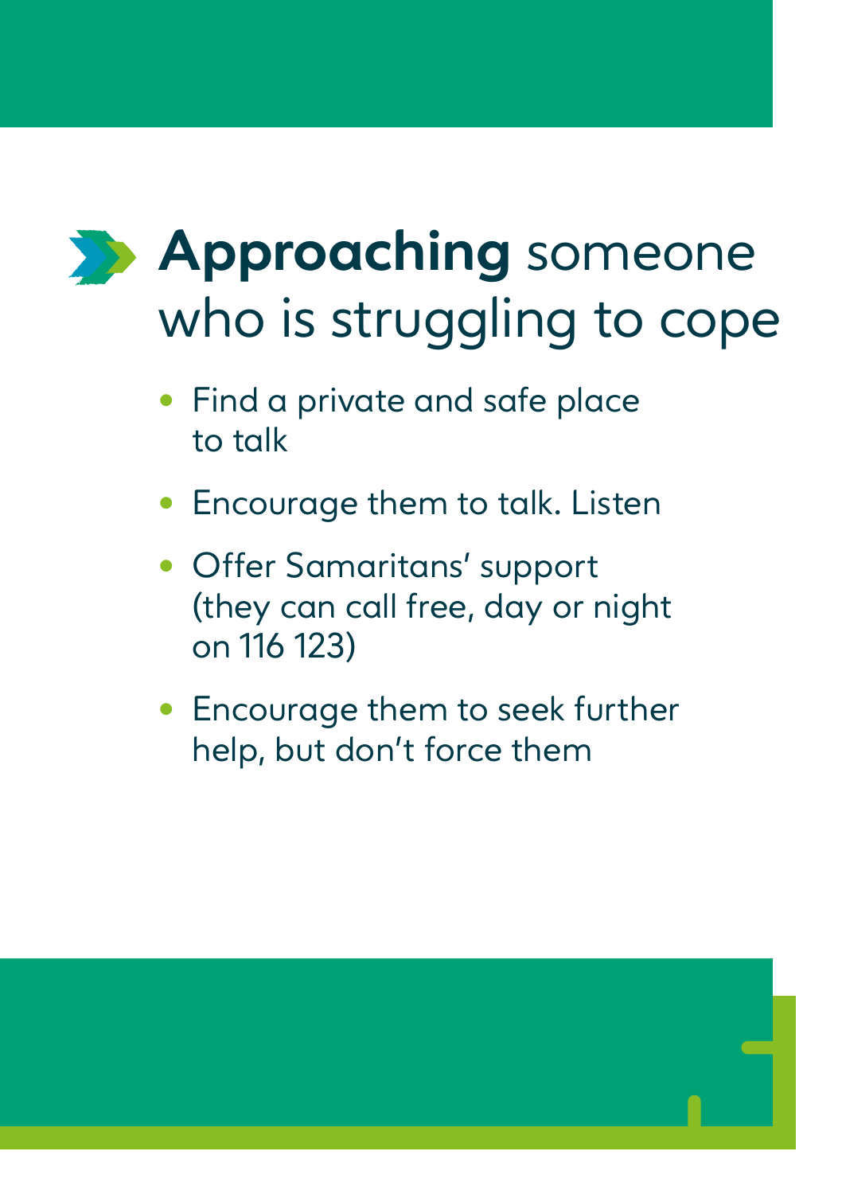# **Approaching** someone who is struggling to cope

- Find a private and safe place to talk
- Encourage them to talk. Listen
- Offer Samaritans' support (they can call free, day or night on 116 123)
- Encourage them to seek further help, but don't force them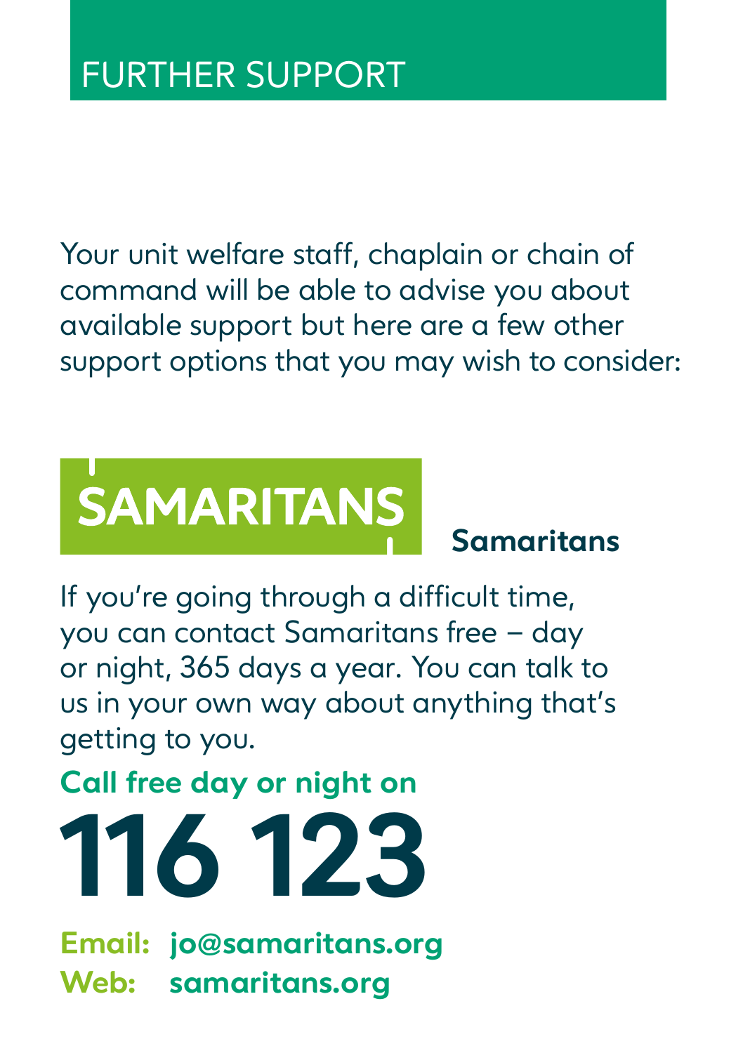# FURTHER SUPPORT

Your unit welfare staff, chaplain or chain of command will be able to advise you about available support but here are a few other support options that you may wish to consider:

SAMARITANS

## Samaritans

If you're going through a difficult time, you can contact Samaritans free – day or night, 365 days a year. You can talk to us in your own way about anything that's getting to you.

**Call free day or night on**

# 116 123

**Email:** **jo@samaritans.org**
**Web:** **samaritans.org**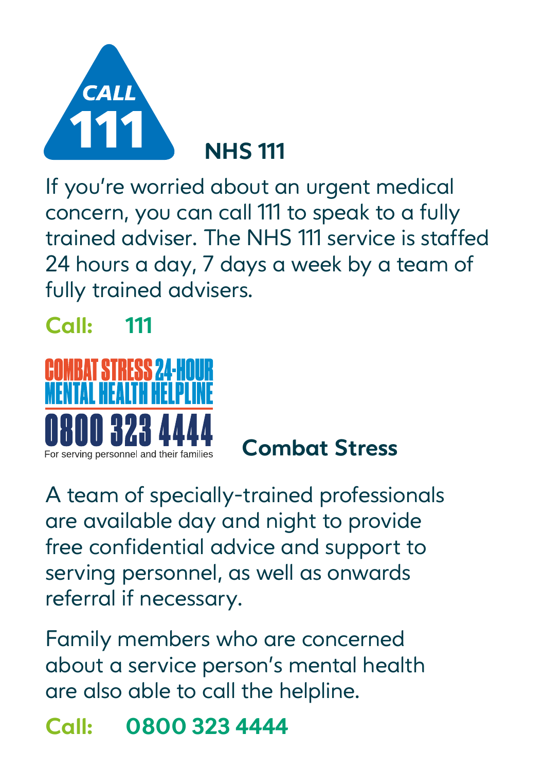## NHS 111

If you're worried about an urgent medical concern, you can call 111 to speak to a fully trained adviser. The NHS 111 service is staffed 24 hours a day, 7 days a week by a team of fully trained advisers.

**Call: 111**

## Combat Stress

COMBAT STRESS 24-HOUR MENTAL HEALTH HELPLINE
0800 323 4444
For serving personnel and their families

A team of specially-trained professionals are available day and night to provide free confidential advice and support to serving personnel, as well as onwards referral if necessary.

Family members who are concerned about a service person's mental health are also able to call the helpline.

**Call: 0800 323 4444**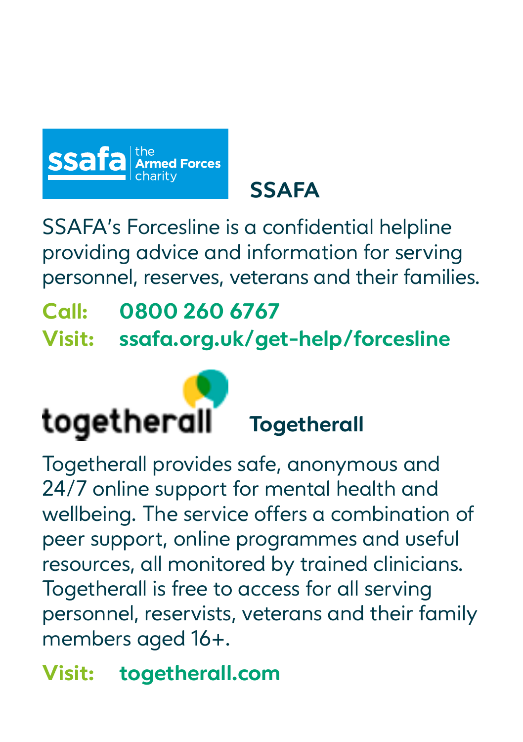## SSAFA

SSAFA's Forcesline is a confidential helpline providing advice and information for serving personnel, reserves, veterans and their families.

**Call:** **0800 260 6767**
**Visit:** **ssafa.org.uk/get-help/forcesline**

## Togetherall

Togetherall provides safe, anonymous and 24/7 online support for mental health and wellbeing. The service offers a combination of peer support, online programmes and useful resources, all monitored by trained clinicians. Togetherall is free to access for all serving personnel, reservists, veterans and their family members aged 16+.

**Visit:** **togetherall.com**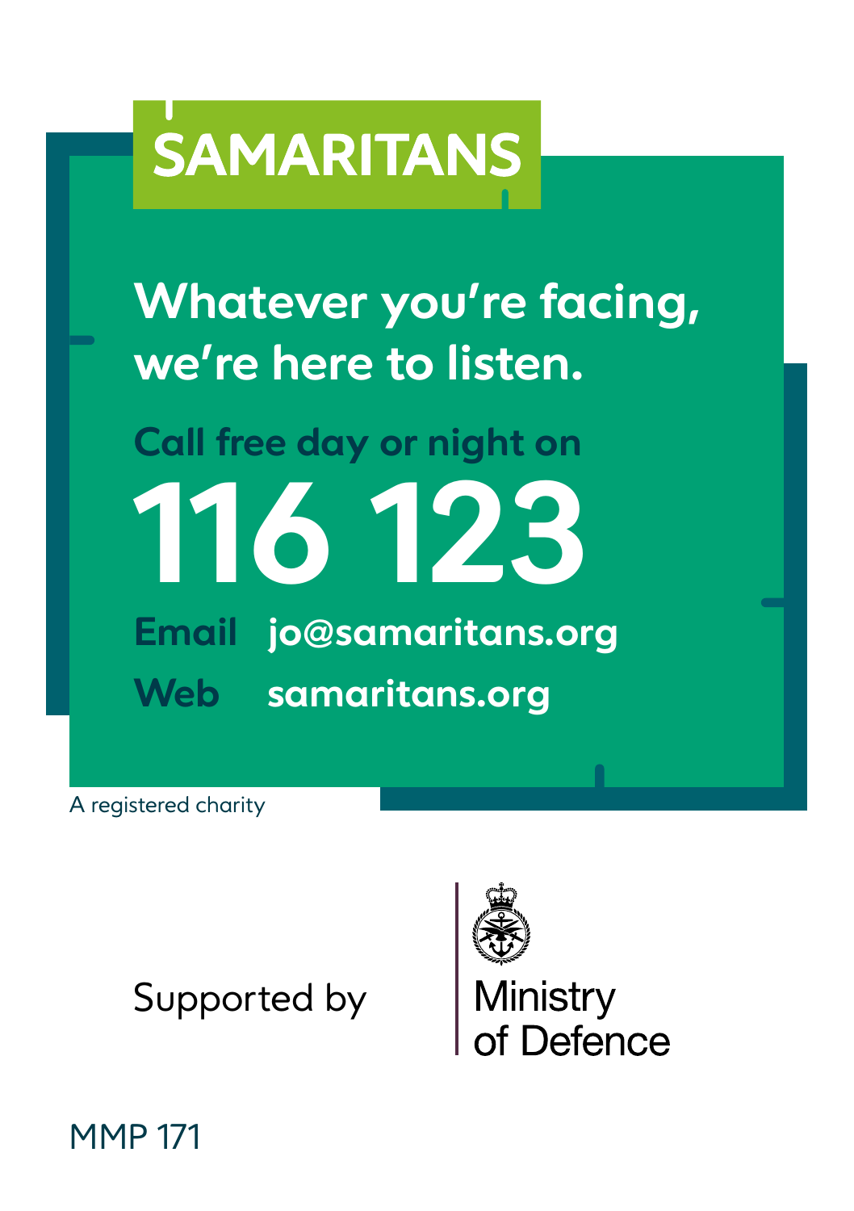# SAMARITANS

## Whatever you're facing, we're here to listen.

**Call free day or night on**

# 116 123

**Email** jo@samaritans.org

**Web** samaritans.org

A registered charity

Supported by

Ministry of Defence

MMP 171